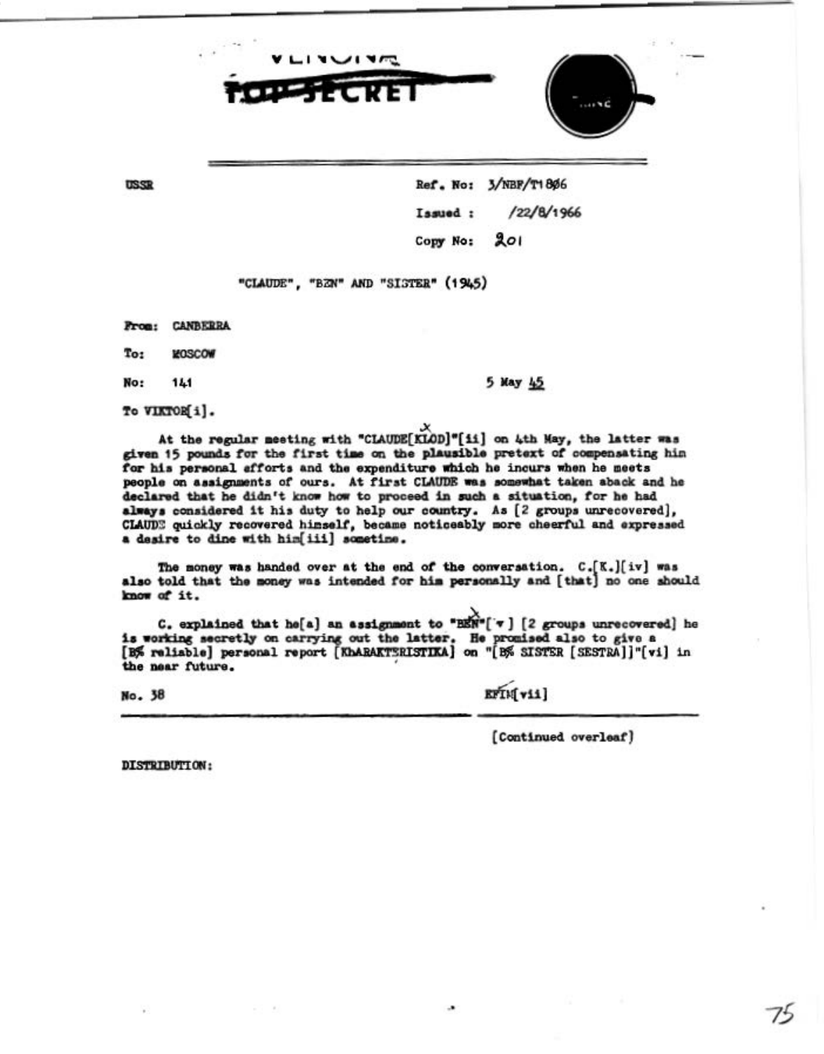VENONA

TOP SECRET

USSR

Ref. No: 3/NBF/T1806

Issued : /22/8/1966

Copy No: 201

"CLAUDE", "BEN" AND "SISTER" (1945)

From: CANBERRA

To: MOSCOW

No: 141

5 May 45

To VIKTOR[i].

At the regular meeting with "CLAUDE[KLOD]"[ii] on 4th May, the latter was given 15 pounds for the first time on the plausible pretext of compensating him for his personal efforts and the expenditure which he incurs when he meets people on assignments of ours. At first CLAUDE was somewhat taken aback and he declared that he didn't know how to proceed in such a situation, for he had always considered it his duty to help our country. As [2 groups unrecovered], CLAUDE quickly recovered himself, became noticeably more cheerful and expressed a desire to dine with him[iii] sometime.

The money was handed over at the end of the conversation. C.[K.][iv] was also told that the money was intended for him personally and [that] no one should know of it.

C. explained that he[a] an assignment to "BEN"[v] [2 groups unrecovered] he is working secretly on carrying out the latter. He promised also to give a [B% reliable] personal report [KhARAKTERISTIKA] on "[B% SISTER [SESTRA]]"[vi] in the near future.

No. 38

EFIM[vii]

[Continued overleaf]

DISTRIBUTION: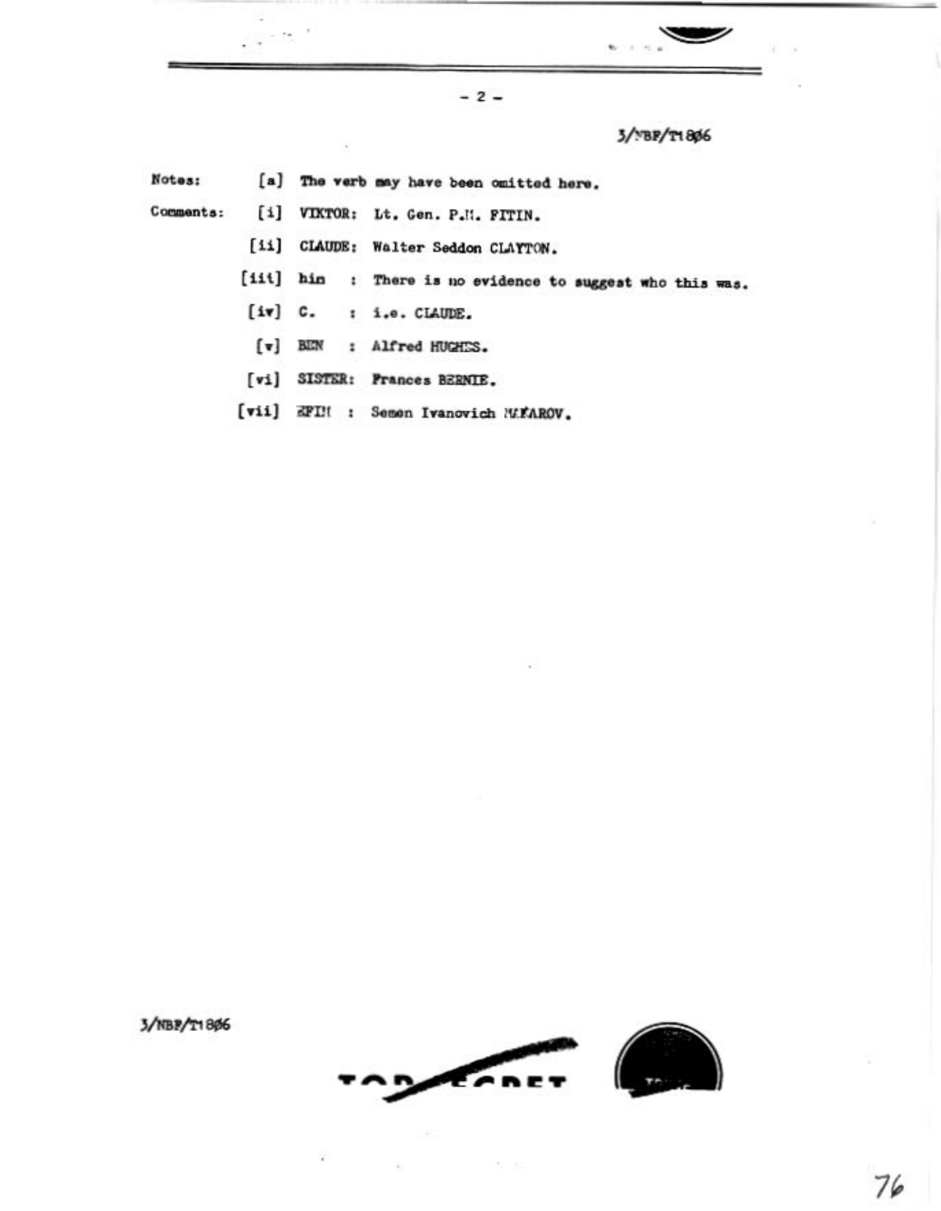3/NBF/T1806

Notes: [a] The verb may have been omitted here.

Comments: [i] VIKTOR: Lt. Gen. P.M. FITIN.

[ii] CLAUDE: Walter Seddon CLAYTON.

[iii] him : There is no evidence to suggest who this was.

[iv] C. : i.e. CLAUDE.

[v] BEN : Alfred HUGHES.

[vi] SISTER: Frances BERNIE.

[vii] EFIM : Semen Ivanovich MAKAROV.

3/NBF/T1806

TOP SECRET